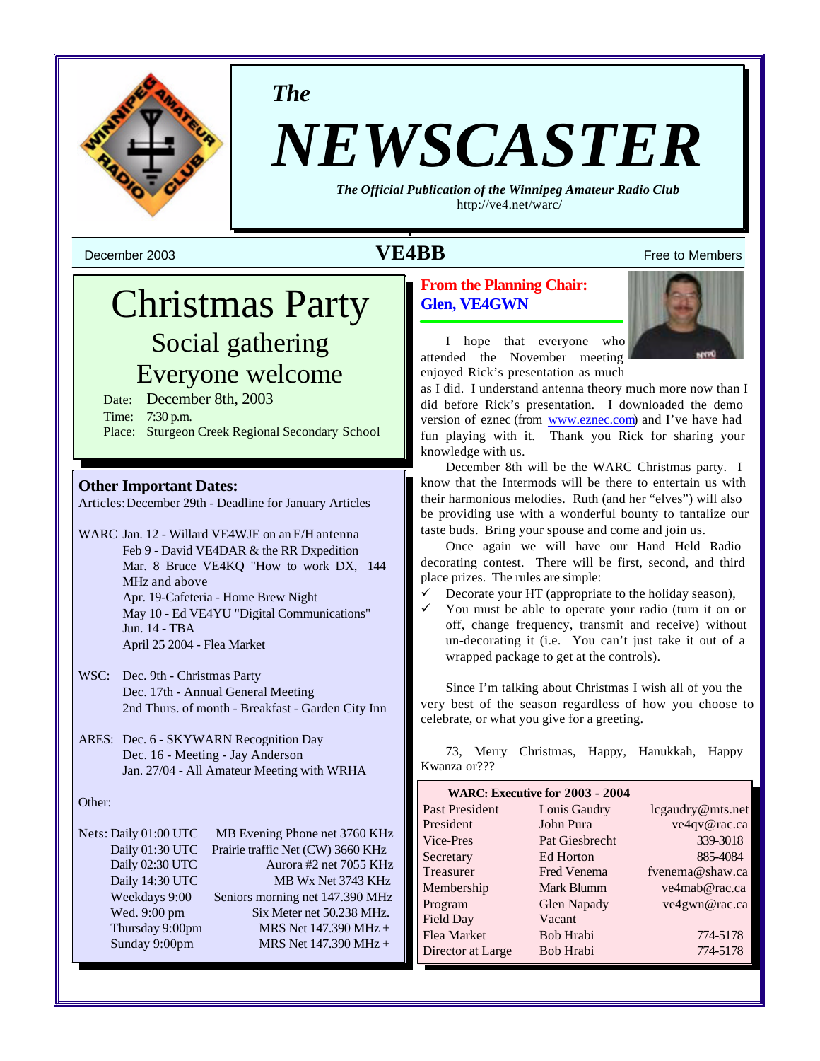*The*

# NEWSCASTER

***The Official Publication of the Winnipeg Amateur Radio Club***
http://ve4.net/warc/

December 2003 | **VE4BB** | Free to Members

# Christmas Party

## Social gathering
## Everyone welcome

Date: December 8th, 2003
Time: 7:30 p.m.
Place: Sturgeon Creek Regional Secondary School

### Other Important Dates:

Articles: December 29th - Deadline for January Articles

WARC
- Jan. 12 - Willard VE4WJE on an E/H antenna
- Feb 9 - David VE4DAR & the RR Dxpedition
- Mar. 8 Bruce VE4KQ "How to work DX, 144 MHz and above
- Apr. 19-Cafeteria - Home Brew Night
- May 10 - Ed VE4YU "Digital Communications"
- Jun. 14 - TBA
- April 25 2004 - Flea Market

WSC:
- Dec. 9th - Christmas Party
- Dec. 17th - Annual General Meeting
- 2nd Thurs. of month - Breakfast - Garden City Inn

ARES:
- Dec. 6 - SKYWARN Recognition Day
- Dec. 16 - Meeting - Jay Anderson
- Jan. 27/04 - All Amateur Meeting with WRHA

Other:

| Nets: | | |
|---|---|---|
| Daily 01:00 UTC | MB Evening Phone net 3760 KHz |
| Daily 01:30 UTC | Prairie traffic Net (CW) 3660 KHz |
| Daily 02:30 UTC | Aurora #2 net 7055 KHz |
| Daily 14:30 UTC | MB Wx Net 3743 KHz |
| Weekdays 9:00 | Seniors morning net 147.390 MHz |
| Wed. 9:00 pm | Six Meter net 50.238 MHz. |
| Thursday 9:00pm | MRS Net 147.390 MHz + |
| Sunday 9:00pm | MRS Net 147.390 MHz + |

## From the Planning Chair:
## Glen, VE4GWN

I hope that everyone who attended the November meeting enjoyed Rick's presentation as much as I did. I understand antenna theory much more now than I did before Rick's presentation. I downloaded the demo version of eznec (from www.eznec.com) and I've have had fun playing with it. Thank you Rick for sharing your knowledge with us.

December 8th will be the WARC Christmas party. I know that the Intermods will be there to entertain us with their harmonious melodies. Ruth (and her "elves") will also be providing use with a wonderful bounty to tantalize our taste buds. Bring your spouse and come and join us.

Once again we will have our Hand Held Radio decorating contest. There will be first, second, and third place prizes. The rules are simple:

- ✓ Decorate your HT (appropriate to the holiday season),
- ✓ You must be able to operate your radio (turn it on or off, change frequency, transmit and receive) without un-decorating it (i.e. You can't just take it out of a wrapped package to get at the controls).

Since I'm talking about Christmas I wish all of you the very best of the season regardless of how you choose to celebrate, or what you give for a greeting.

73, Merry Christmas, Happy, Hanukkah, Happy Kwanza or???

**WARC: Executive for 2003 - 2004**

| Position | Name | Contact |
|---|---|---|
| Past President | Louis Gaudry | lcgaudry@mts.net |
| President | John Pura | ve4qv@rac.ca |
| Vice-Pres | Pat Giesbrecht | 339-3018 |
| Secretary | Ed Horton | 885-4084 |
| Treasurer | Fred Venema | fvenema@shaw.ca |
| Membership | Mark Blumm | ve4mab@rac.ca |
| Program | Glen Napady | ve4gwn@rac.ca |
| Field Day | Vacant | |
| Flea Market | Bob Hrabi | 774-5178 |
| Director at Large | Bob Hrabi | 774-5178 |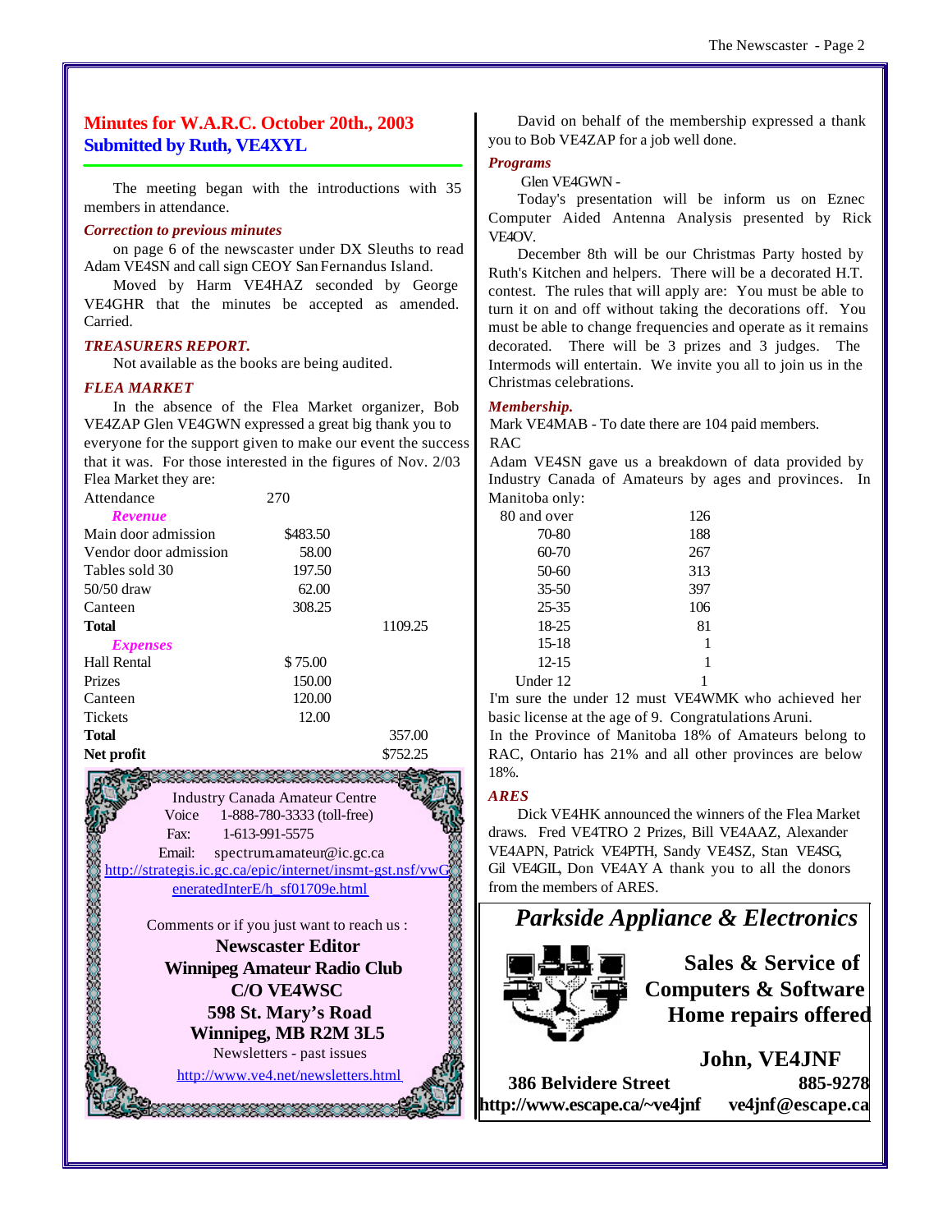# Minutes for W.A.R.C. October 20th., 2003
## Submitted by Ruth, VE4XYL

The meeting began with the introductions with 35 members in attendance.

### *Correction to previous minutes*

on page 6 of the newscaster under DX Sleuths to read Adam VE4SN and call sign CEOY San Fernandus Island.

Moved by Harm VE4HAZ seconded by George VE4GHR that the minutes be accepted as amended. Carried.

### *TREASURERS REPORT.*

Not available as the books are being audited.

### *FLEA MARKET*

In the absence of the Flea Market organizer, Bob VE4ZAP Glen VE4GWN expressed a great big thank you to everyone for the support given to make our event the success that it was. For those interested in the figures of Nov. 2/03 Flea Market they are:

| | | |
|---|---|---|
| Attendance | 270 | |
| ***Revenue*** | | |
| Main door admission | $483.50 | |
| Vendor door admission | 58.00 | |
| Tables sold 30 | 197.50 | |
| 50/50 draw | 62.00 | |
| Canteen | 308.25 | |
| **Total** | | 1109.25 |
| ***Expenses*** | | |
| Hall Rental | $ 75.00 | |
| Prizes | 150.00 | |
| Canteen | 120.00 | |
| Tickets | 12.00 | |
| **Total** | | 357.00 |
| **Net profit** | | $752.25 |

Industry Canada Amateur Centre
Voice 1-888-780-3333 (toll-free)
Fax: 1-613-991-5575
Email: spectrum.amateur@ic.gc.ca
http://strategis.ic.gc.ca/epic/internet/insmt-gst.nsf/vwGeneratedInterE/h_sf01709e.html

Comments or if you just want to reach us :
**Newscaster Editor**
**Winnipeg Amateur Radio Club**
**C/O VE4WSC**
**598 St. Mary's Road**
**Winnipeg, MB R2M 3L5**
Newsletters - past issues
http://www.ve4.net/newsletters.html

David on behalf of the membership expressed a thank you to Bob VE4ZAP for a job well done.

### *Programs*

Glen VE4GWN -

Today's presentation will be inform us on Eznec Computer Aided Antenna Analysis presented by Rick VE4OV.

December 8th will be our Christmas Party hosted by Ruth's Kitchen and helpers. There will be a decorated H.T. contest. The rules that will apply are: You must be able to turn it on and off without taking the decorations off. You must be able to change frequencies and operate as it remains decorated. There will be 3 prizes and 3 judges. The Intermods will entertain. We invite you all to join us in the Christmas celebrations.

### *Membership.*

Mark VE4MAB - To date there are 104 paid members.

RAC

Adam VE4SN gave us a breakdown of data provided by Industry Canada of Amateurs by ages and provinces. In Manitoba only:

| | |
|---|---|
| 80 and over | 126 |
| 70-80 | 188 |
| 60-70 | 267 |
| 50-60 | 313 |
| 35-50 | 397 |
| 25-35 | 106 |
| 18-25 | 81 |
| 15-18 | 1 |
| 12-15 | 1 |
| Under 12 | 1 |

I'm sure the under 12 must VE4WMK who achieved her basic license at the age of 9. Congratulations Aruni.

In the Province of Manitoba 18% of Amateurs belong to RAC, Ontario has 21% and all other provinces are below 18%.

### *ARES*

Dick VE4HK announced the winners of the Flea Market draws. Fred VE4TRO 2 Prizes, Bill VE4AAZ, Alexander VE4APN, Patrick VE4PTH, Sandy VE4SZ, Stan VE4SG, Gil VE4GIL, Don VE4AY A thank you to all the donors from the members of ARES.

***Parkside Appliance & Electronics***

**Sales & Service of Computers & Software Home repairs offered**

**John, VE4JNF**
**386 Belvidere Street** **885-9278**
**http://www.escape.ca/~ve4jnf** **ve4jnf@escape.ca**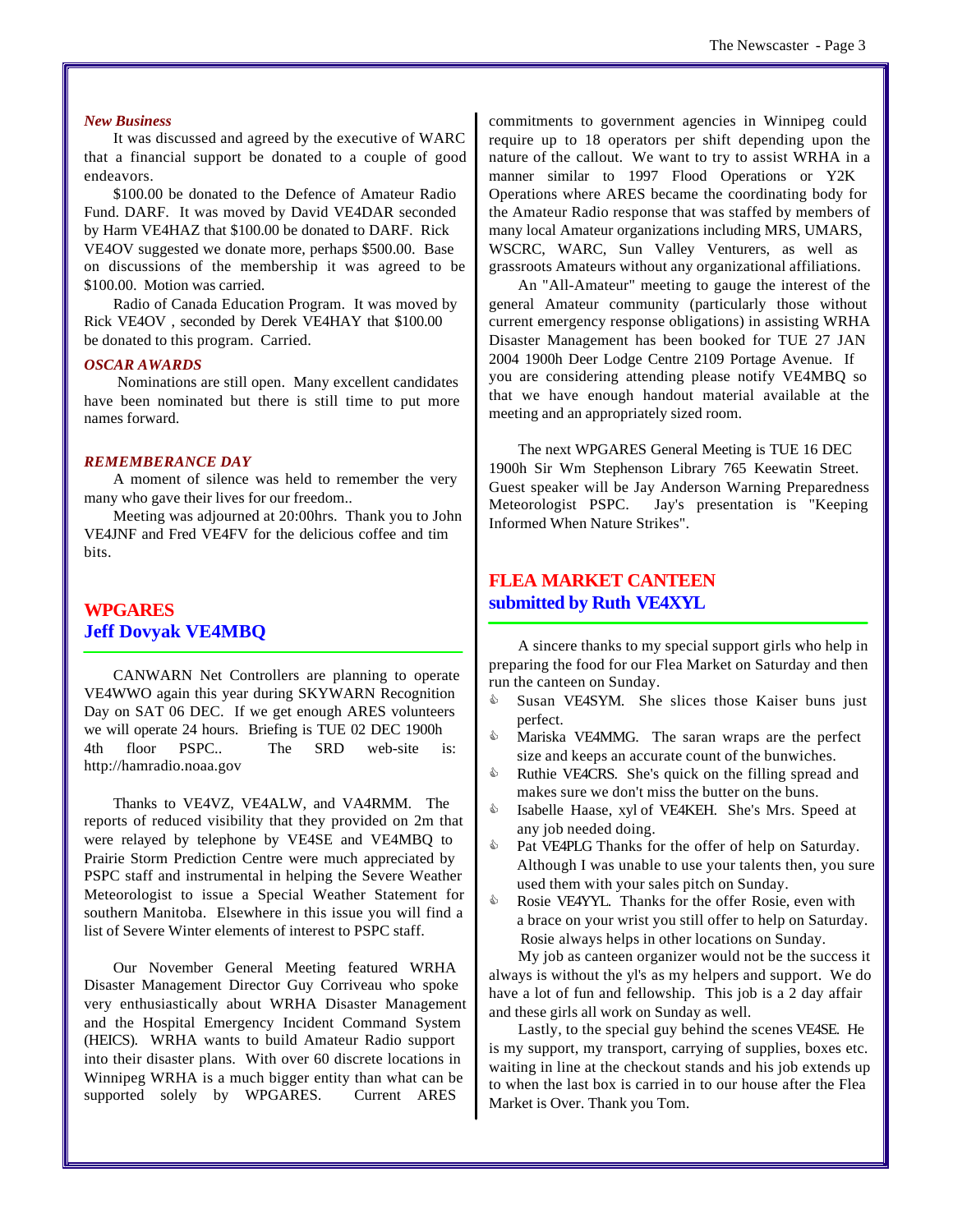*New Business*

It was discussed and agreed by the executive of WARC that a financial support be donated to a couple of good endeavors.

$100.00 be donated to the Defence of Amateur Radio Fund. DARF. It was moved by David VE4DAR seconded by Harm VE4HAZ that $100.00 be donated to DARF. Rick VE4OV suggested we donate more, perhaps $500.00. Base on discussions of the membership it was agreed to be $100.00. Motion was carried.

Radio of Canada Education Program. It was moved by Rick VE4OV , seconded by Derek VE4HAY that $100.00 be donated to this program. Carried.

*OSCAR AWARDS*

Nominations are still open. Many excellent candidates have been nominated but there is still time to put more names forward.

*REMEMBERANCE DAY*

A moment of silence was held to remember the very many who gave their lives for our freedom..

Meeting was adjourned at 20:00hrs. Thank you to John VE4JNF and Fred VE4FV for the delicious coffee and tim bits.

## WPGARES
## Jeff Dovyak VE4MBQ

CANWARN Net Controllers are planning to operate VE4WWO again this year during SKYWARN Recognition Day on SAT 06 DEC. If we get enough ARES volunteers we will operate 24 hours. Briefing is TUE 02 DEC 1900h 4th floor PSPC.. The SRD web-site is: http://hamradio.noaa.gov

Thanks to VE4VZ, VE4ALW, and VA4RMM. The reports of reduced visibility that they provided on 2m that were relayed by telephone by VE4SE and VE4MBQ to Prairie Storm Prediction Centre were much appreciated by PSPC staff and instrumental in helping the Severe Weather Meteorologist to issue a Special Weather Statement for southern Manitoba. Elsewhere in this issue you will find a list of Severe Winter elements of interest to PSPC staff.

Our November General Meeting featured WRHA Disaster Management Director Guy Corriveau who spoke very enthusiastically about WRHA Disaster Management and the Hospital Emergency Incident Command System (HEICS). WRHA wants to build Amateur Radio support into their disaster plans. With over 60 discrete locations in Winnipeg WRHA is a much bigger entity than what can be supported solely by WPGARES. Current ARES commitments to government agencies in Winnipeg could require up to 18 operators per shift depending upon the nature of the callout. We want to try to assist WRHA in a manner similar to 1997 Flood Operations or Y2K Operations where ARES became the coordinating body for the Amateur Radio response that was staffed by members of many local Amateur organizations including MRS, UMARS, WSCRC, WARC, Sun Valley Venturers, as well as grassroots Amateurs without any organizational affiliations.

An "All-Amateur" meeting to gauge the interest of the general Amateur community (particularly those without current emergency response obligations) in assisting WRHA Disaster Management has been booked for TUE 27 JAN 2004 1900h Deer Lodge Centre 2109 Portage Avenue. If you are considering attending please notify VE4MBQ so that we have enough handout material available at the meeting and an appropriately sized room.

The next WPGARES General Meeting is TUE 16 DEC 1900h Sir Wm Stephenson Library 765 Keewatin Street. Guest speaker will be Jay Anderson Warning Preparedness Meteorologist PSPC. Jay's presentation is "Keeping Informed When Nature Strikes".

## FLEA MARKET CANTEEN
## submitted by Ruth VE4XYL

A sincere thanks to my special support girls who help in preparing the food for our Flea Market on Saturday and then run the canteen on Sunday.

- Susan VE4SYM. She slices those Kaiser buns just perfect.
- Mariska VE4MMG. The saran wraps are the perfect size and keeps an accurate count of the bunwiches.
- Ruthie VE4CRS. She's quick on the filling spread and makes sure we don't miss the butter on the buns.
- Isabelle Haase, xyl of VE4KEH. She's Mrs. Speed at any job needed doing.
- Pat VE4PLG Thanks for the offer of help on Saturday. Although I was unable to use your talents then, you sure used them with your sales pitch on Sunday.
- Rosie VE4YYL. Thanks for the offer Rosie, even with a brace on your wrist you still offer to help on Saturday. Rosie always helps in other locations on Sunday.

My job as canteen organizer would not be the success it always is without the yl's as my helpers and support. We do have a lot of fun and fellowship. This job is a 2 day affair and these girls all work on Sunday as well.

Lastly, to the special guy behind the scenes VE4SE. He is my support, my transport, carrying of supplies, boxes etc. waiting in line at the checkout stands and his job extends up to when the last box is carried in to our house after the Flea Market is Over. Thank you Tom.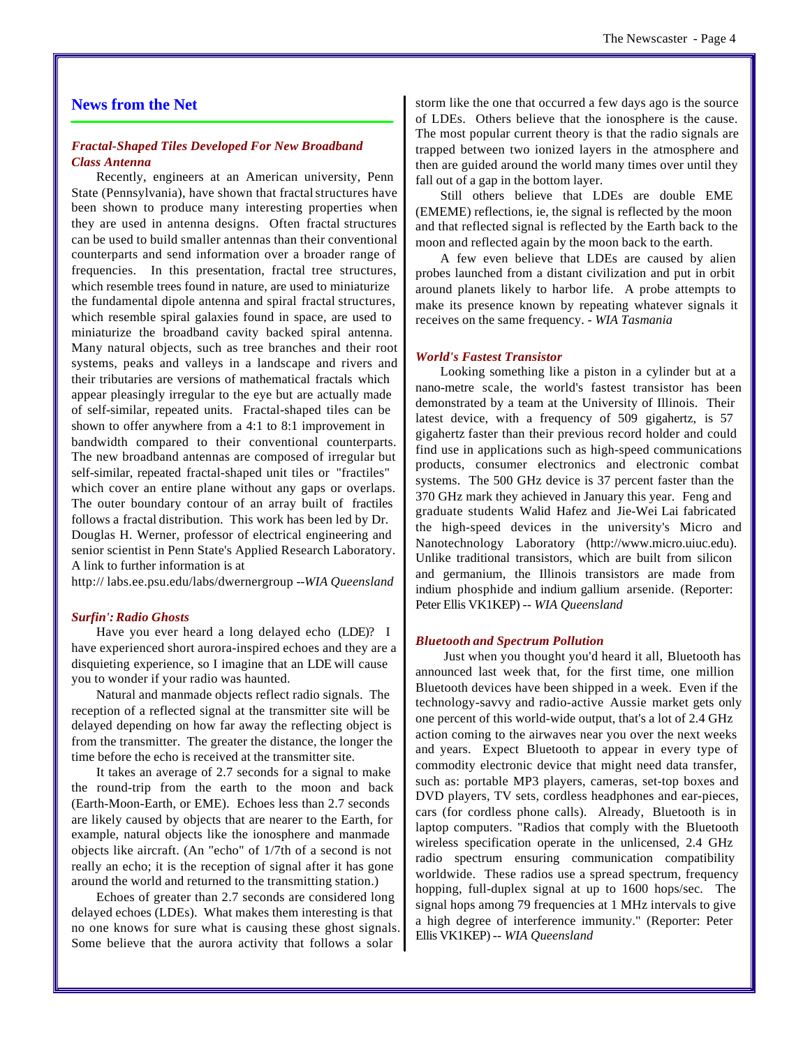## News from the Net

### *Fractal-Shaped Tiles Developed For New Broadband Class Antenna*

Recently, engineers at an American university, Penn State (Pennsylvania), have shown that fractal structures have been shown to produce many interesting properties when they are used in antenna designs. Often fractal structures can be used to build smaller antennas than their conventional counterparts and send information over a broader range of frequencies. In this presentation, fractal tree structures, which resemble trees found in nature, are used to miniaturize the fundamental dipole antenna and spiral fractal structures, which resemble spiral galaxies found in space, are used to miniaturize the broadband cavity backed spiral antenna. Many natural objects, such as tree branches and their root systems, peaks and valleys in a landscape and rivers and their tributaries are versions of mathematical fractals which appear pleasingly irregular to the eye but are actually made of self-similar, repeated units. Fractal-shaped tiles can be shown to offer anywhere from a 4:1 to 8:1 improvement in bandwidth compared to their conventional counterparts. The new broadband antennas are composed of irregular but self-similar, repeated fractal-shaped unit tiles or "fractiles" which cover an entire plane without any gaps or overlaps. The outer boundary contour of an array built of fractiles follows a fractal distribution. This work has been led by Dr. Douglas H. Werner, professor of electrical engineering and senior scientist in Penn State's Applied Research Laboratory. A link to further information is at

http:// labs.ee.psu.edu/labs/dwernergroup --*WIA Queensland*

### *Surfin': Radio Ghosts*

Have you ever heard a long delayed echo (LDE)? I have experienced short aurora-inspired echoes and they are a disquieting experience, so I imagine that an LDE will cause you to wonder if your radio was haunted.

Natural and manmade objects reflect radio signals. The reception of a reflected signal at the transmitter site will be delayed depending on how far away the reflecting object is from the transmitter. The greater the distance, the longer the time before the echo is received at the transmitter site.

It takes an average of 2.7 seconds for a signal to make the round-trip from the earth to the moon and back (Earth-Moon-Earth, or EME). Echoes less than 2.7 seconds are likely caused by objects that are nearer to the Earth, for example, natural objects like the ionosphere and manmade objects like aircraft. (An "echo" of 1/7th of a second is not really an echo; it is the reception of signal after it has gone around the world and returned to the transmitting station.)

Echoes of greater than 2.7 seconds are considered long delayed echoes (LDEs). What makes them interesting is that no one knows for sure what is causing these ghost signals. Some believe that the aurora activity that follows a solar storm like the one that occurred a few days ago is the source of LDEs. Others believe that the ionosphere is the cause. The most popular current theory is that the radio signals are trapped between two ionized layers in the atmosphere and then are guided around the world many times over until they fall out of a gap in the bottom layer.

Still others believe that LDEs are double EME (EMEME) reflections, ie, the signal is reflected by the moon and that reflected signal is reflected by the Earth back to the moon and reflected again by the moon back to the earth.

A few even believe that LDEs are caused by alien probes launched from a distant civilization and put in orbit around planets likely to harbor life. A probe attempts to make its presence known by repeating whatever signals it receives on the same frequency. - *WIA Tasmania*

### *World's Fastest Transistor*

Looking something like a piston in a cylinder but at a nano-metre scale, the world's fastest transistor has been demonstrated by a team at the University of Illinois. Their latest device, with a frequency of 509 gigahertz, is 57 gigahertz faster than their previous record holder and could find use in applications such as high-speed communications products, consumer electronics and electronic combat systems. The 500 GHz device is 37 percent faster than the 370 GHz mark they achieved in January this year. Feng and graduate students Walid Hafez and Jie-Wei Lai fabricated the high-speed devices in the university's Micro and Nanotechnology Laboratory (http://www.micro.uiuc.edu). Unlike traditional transistors, which are built from silicon and germanium, the Illinois transistors are made from indium phosphide and indium gallium arsenide. (Reporter: Peter Ellis VK1KEP) -- *WIA Queensland*

### *Bluetooth and Spectrum Pollution*

Just when you thought you'd heard it all, Bluetooth has announced last week that, for the first time, one million Bluetooth devices have been shipped in a week. Even if the technology-savvy and radio-active Aussie market gets only one percent of this world-wide output, that's a lot of 2.4 GHz action coming to the airwaves near you over the next weeks and years. Expect Bluetooth to appear in every type of commodity electronic device that might need data transfer, such as: portable MP3 players, cameras, set-top boxes and DVD players, TV sets, cordless headphones and ear-pieces, cars (for cordless phone calls). Already, Bluetooth is in laptop computers. "Radios that comply with the Bluetooth wireless specification operate in the unlicensed, 2.4 GHz radio spectrum ensuring communication compatibility worldwide. These radios use a spread spectrum, frequency hopping, full-duplex signal at up to 1600 hops/sec. The signal hops among 79 frequencies at 1 MHz intervals to give a high degree of interference immunity." (Reporter: Peter Ellis VK1KEP) -- *WIA Queensland*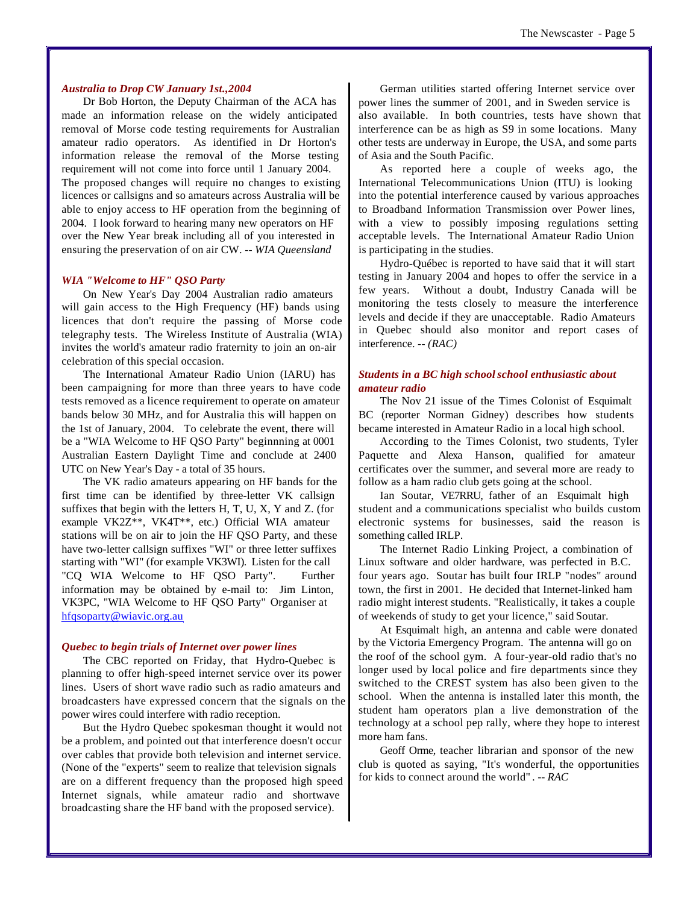### *Australia to Drop CW January 1st.,2004*

Dr Bob Horton, the Deputy Chairman of the ACA has made an information release on the widely anticipated removal of Morse code testing requirements for Australian amateur radio operators. As identified in Dr Horton's information release the removal of the Morse testing requirement will not come into force until 1 January 2004. The proposed changes will require no changes to existing licences or callsigns and so amateurs across Australia will be able to enjoy access to HF operation from the beginning of 2004. I look forward to hearing many new operators on HF over the New Year break including all of you interested in ensuring the preservation of on air CW. -- *WIA Queensland*

### *WIA "Welcome to HF" QSO Party*

On New Year's Day 2004 Australian radio amateurs will gain access to the High Frequency (HF) bands using licences that don't require the passing of Morse code telegraphy tests. The Wireless Institute of Australia (WIA) invites the world's amateur radio fraternity to join an on-air celebration of this special occasion.

The International Amateur Radio Union (IARU) has been campaigning for more than three years to have code tests removed as a licence requirement to operate on amateur bands below 30 MHz, and for Australia this will happen on the 1st of January, 2004. To celebrate the event, there will be a "WIA Welcome to HF QSO Party" beginnning at 0001 Australian Eastern Daylight Time and conclude at 2400 UTC on New Year's Day - a total of 35 hours.

The VK radio amateurs appearing on HF bands for the first time can be identified by three-letter VK callsign suffixes that begin with the letters H, T, U, X, Y and Z. (for example VK2Z**, VK4T**, etc.) Official WIA amateur stations will be on air to join the HF QSO Party, and these have two-letter callsign suffixes "WI" or three letter suffixes starting with "WI" (for example VK3WI). Listen for the call "CQ WIA Welcome to HF QSO Party". Further information may be obtained by e-mail to: Jim Linton, VK3PC, "WIA Welcome to HF QSO Party" Organiser at hfqsoparty@wiavic.org.au

### *Quebec to begin trials of Internet over power lines*

The CBC reported on Friday, that Hydro-Quebec is planning to offer high-speed internet service over its power lines. Users of short wave radio such as radio amateurs and broadcasters have expressed concern that the signals on the power wires could interfere with radio reception.

But the Hydro Quebec spokesman thought it would not be a problem, and pointed out that interference doesn't occur over cables that provide both television and internet service. (None of the "experts" seem to realize that television signals are on a different frequency than the proposed high speed Internet signals, while amateur radio and shortwave broadcasting share the HF band with the proposed service).

German utilities started offering Internet service over power lines the summer of 2001, and in Sweden service is also available. In both countries, tests have shown that interference can be as high as S9 in some locations. Many other tests are underway in Europe, the USA, and some parts of Asia and the South Pacific.

As reported here a couple of weeks ago, the International Telecommunications Union (ITU) is looking into the potential interference caused by various approaches to Broadband Information Transmission over Power lines, with a view to possibly imposing regulations setting acceptable levels. The International Amateur Radio Union is participating in the studies.

Hydro-Québec is reported to have said that it will start testing in January 2004 and hopes to offer the service in a few years. Without a doubt, Industry Canada will be monitoring the tests closely to measure the interference levels and decide if they are unacceptable. Radio Amateurs in Quebec should also monitor and report cases of interference. -- *(RAC)*

### *Students in a BC high school school enthusiastic about amateur radio*

The Nov 21 issue of the Times Colonist of Esquimalt BC (reporter Norman Gidney) describes how students became interested in Amateur Radio in a local high school.

According to the Times Colonist, two students, Tyler Paquette and Alexa Hanson, qualified for amateur certificates over the summer, and several more are ready to follow as a ham radio club gets going at the school.

Ian Soutar, VE7RRU, father of an Esquimalt high student and a communications specialist who builds custom electronic systems for businesses, said the reason is something called IRLP.

The Internet Radio Linking Project, a combination of Linux software and older hardware, was perfected in B.C. four years ago. Soutar has built four IRLP "nodes" around town, the first in 2001. He decided that Internet-linked ham radio might interest students. "Realistically, it takes a couple of weekends of study to get your licence," said Soutar.

At Esquimalt high, an antenna and cable were donated by the Victoria Emergency Program. The antenna will go on the roof of the school gym. A four-year-old radio that's no longer used by local police and fire departments since they switched to the CREST system has also been given to the school. When the antenna is installed later this month, the student ham operators plan a live demonstration of the technology at a school pep rally, where they hope to interest more ham fans.

Geoff Orme, teacher librarian and sponsor of the new club is quoted as saying, "It's wonderful, the opportunities for kids to connect around the world" . -- *RAC*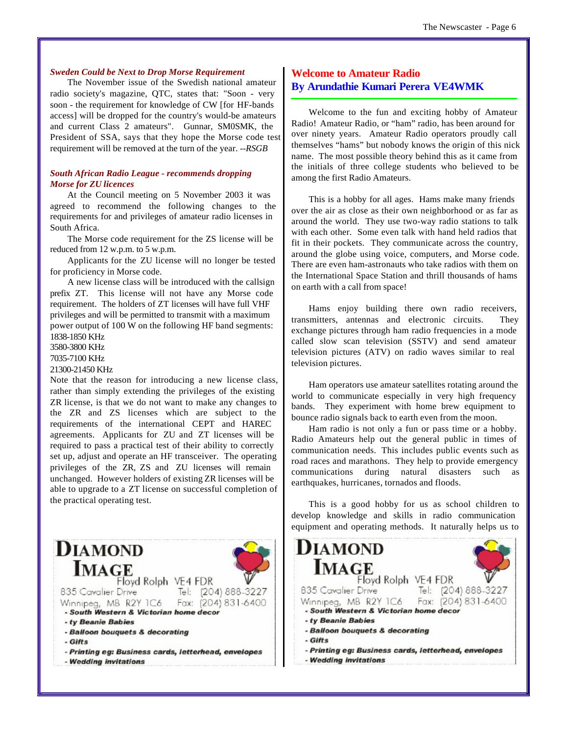### *Sweden Could be Next to Drop Morse Requirement*

The November issue of the Swedish national amateur radio society's magazine, QTC, states that: "Soon - very soon - the requirement for knowledge of CW [for HF-bands access] will be dropped for the country's would-be amateurs and current Class 2 amateurs". Gunnar, SM0SMK, the President of SSA, says that they hope the Morse code test requirement will be removed at the turn of the year. --*RSGB*

### *South African Radio League - recommends dropping Morse for ZU licences*

At the Council meeting on 5 November 2003 it was agreed to recommend the following changes to the requirements for and privileges of amateur radio licenses in South Africa.

The Morse code requirement for the ZS license will be reduced from 12 w.p.m. to 5 w.p.m.

Applicants for the ZU license will no longer be tested for proficiency in Morse code.

A new license class will be introduced with the callsign prefix ZT. This license will not have any Morse code requirement. The holders of ZT licenses will have full VHF privileges and will be permitted to transmit with a maximum power output of 100 W on the following HF band segments:

1838-1850 KHz
3580-3800 KHz
7035-7100 KHz
21300-21450 KHz

Note that the reason for introducing a new license class, rather than simply extending the privileges of the existing ZR license, is that we do not want to make any changes to the ZR and ZS licenses which are subject to the requirements of the international CEPT and HAREC agreements. Applicants for ZU and ZT licenses will be required to pass a practical test of their ability to correctly set up, adjust and operate an HF transceiver. The operating privileges of the ZR, ZS and ZU licenses will remain unchanged. However holders of existing ZR licenses will be able to upgrade to a ZT license on successful completion of the practical operating test.

**DIAMOND IMAGE**
Floyd Rolph VE4 FDR
835 Cavalier Drive Tel: (204) 888-3227
Winnipeg, MB R2Y 1C6 Fax: (204) 831-6400
- South Western & Victorian home decor
- ty Beanie Babies
- Balloon bouquets & decorating
- Gifts
- Printing eg: Business cards, letterhead, envelopes
- Wedding invitations

## Welcome to Amateur Radio
## By Arundathie Kumari Perera VE4WMK

Welcome to the fun and exciting hobby of Amateur Radio! Amateur Radio, or "ham" radio, has been around for over ninety years. Amateur Radio operators proudly call themselves "hams" but nobody knows the origin of this nick name. The most possible theory behind this as it came from the initials of three college students who believed to be among the first Radio Amateurs.

This is a hobby for all ages. Hams make many friends over the air as close as their own neighborhood or as far as around the world. They use two-way radio stations to talk with each other. Some even talk with hand held radios that fit in their pockets. They communicate across the country, around the globe using voice, computers, and Morse code. There are even ham-astronauts who take radios with them on the International Space Station and thrill thousands of hams on earth with a call from space!

Hams enjoy building there own radio receivers, transmitters, antennas and electronic circuits. They exchange pictures through ham radio frequencies in a mode called slow scan television (SSTV) and send amateur television pictures (ATV) on radio waves similar to real television pictures.

Ham operators use amateur satellites rotating around the world to communicate especially in very high frequency bands. They experiment with home brew equipment to bounce radio signals back to earth even from the moon.

Ham radio is not only a fun or pass time or a hobby. Radio Amateurs help out the general public in times of communication needs. This includes public events such as road races and marathons. They help to provide emergency communications during natural disasters such as earthquakes, hurricanes, tornados and floods.

This is a good hobby for us as school children to develop knowledge and skills in radio communication equipment and operating methods. It naturally helps us to

**DIAMOND IMAGE**
Floyd Rolph VE4 FDR
835 Cavalier Drive Tel: (204) 888-3227
Winnipeg, MB R2Y 1C6 Fax: (204) 831-6400
- South Western & Victorian home decor
- ty Beanie Babies
- Balloon bouquets & decorating
- Gifts
- Printing eg: Business cards, letterhead, envelopes
- Wedding invitations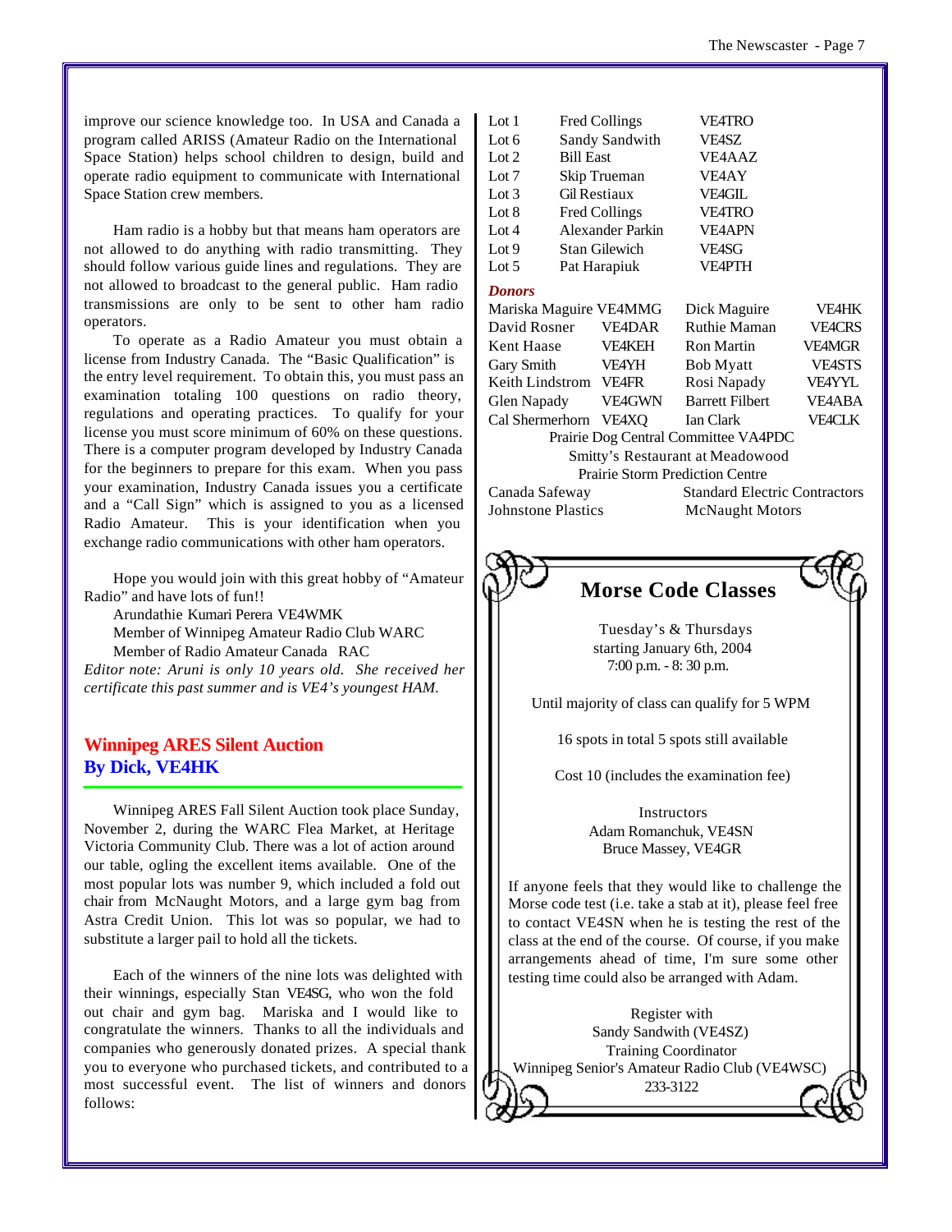improve our science knowledge too. In USA and Canada a program called ARISS (Amateur Radio on the International Space Station) helps school children to design, build and operate radio equipment to communicate with International Space Station crew members.

Ham radio is a hobby but that means ham operators are not allowed to do anything with radio transmitting. They should follow various guide lines and regulations. They are not allowed to broadcast to the general public. Ham radio transmissions are only to be sent to other ham radio operators.

To operate as a Radio Amateur you must obtain a license from Industry Canada. The "Basic Qualification" is the entry level requirement. To obtain this, you must pass an examination totaling 100 questions on radio theory, regulations and operating practices. To qualify for your license you must score minimum of 60% on these questions. There is a computer program developed by Industry Canada for the beginners to prepare for this exam. When you pass your examination, Industry Canada issues you a certificate and a "Call Sign" which is assigned to you as a licensed Radio Amateur. This is your identification when you exchange radio communications with other ham operators.

Hope you would join with this great hobby of "Amateur Radio" and have lots of fun!!

Arundathie Kumari Perera VE4WMK
Member of Winnipeg Amateur Radio Club WARC
Member of Radio Amateur Canada RAC

*Editor note: Aruni is only 10 years old. She received her certificate this past summer and is VE4's youngest HAM.*

## Winnipeg ARES Silent Auction
## By Dick, VE4HK

Winnipeg ARES Fall Silent Auction took place Sunday, November 2, during the WARC Flea Market, at Heritage Victoria Community Club. There was a lot of action around our table, ogling the excellent items available. One of the most popular lots was number 9, which included a fold out chair from McNaught Motors, and a large gym bag from Astra Credit Union. This lot was so popular, we had to substitute a larger pail to hold all the tickets.

Each of the winners of the nine lots was delighted with their winnings, especially Stan VE4SG, who won the fold out chair and gym bag. Mariska and I would like to congratulate the winners. Thanks to all the individuals and companies who generously donated prizes. A special thank you to everyone who purchased tickets, and contributed to a most successful event. The list of winners and donors follows:

| | | |
|---|---|---|
| Lot 1 | Fred Collings | VE4TRO |
| Lot 6 | Sandy Sandwith | VE4SZ |
| Lot 2 | Bill East | VE4AAZ |
| Lot 7 | Skip Trueman | VE4AY |
| Lot 3 | Gil Restiaux | VE4GIL |
| Lot 8 | Fred Collings | VE4TRO |
| Lot 4 | Alexander Parkin | VE4APN |
| Lot 9 | Stan Gilewich | VE4SG |
| Lot 5 | Pat Harapiuk | VE4PTH |

***Donors***

| | | | |
|---|---|---|---|
| Mariska Maguire | VE4MMG | Dick Maguire | VE4HK |
| David Rosner | VE4DAR | Ruthie Maman | VE4CRS |
| Kent Haase | VE4KEH | Ron Martin | VE4MGR |
| Gary Smith | VE4YH | Bob Myatt | VE4STS |
| Keith Lindstrom | VE4FR | Rosi Napady | VE4YYL |
| Glen Napady | VE4GWN | Barrett Filbert | VE4ABA |
| Cal Shermerhorn | VE4XQ | Ian Clark | VE4CLK |

Prairie Dog Central Committee VA4PDC
Smitty's Restaurant at Meadowood
Prairie Storm Prediction Centre

Canada Safeway — Standard Electric Contractors
Johnstone Plastics — McNaught Motors

## Morse Code Classes

Tuesday's & Thursdays
starting January 6th, 2004
7:00 p.m. - 8: 30 p.m.

Until majority of class can qualify for 5 WPM

16 spots in total 5 spots still available

Cost 10 (includes the examination fee)

Instructors
Adam Romanchuk, VE4SN
Bruce Massey, VE4GR

If anyone feels that they would like to challenge the Morse code test (i.e. take a stab at it), please feel free to contact VE4SN when he is testing the rest of the class at the end of the course. Of course, if you make arrangements ahead of time, I'm sure some other testing time could also be arranged with Adam.

Register with
Sandy Sandwith (VE4SZ)
Training Coordinator
Winnipeg Senior's Amateur Radio Club (VE4WSC)
233-3122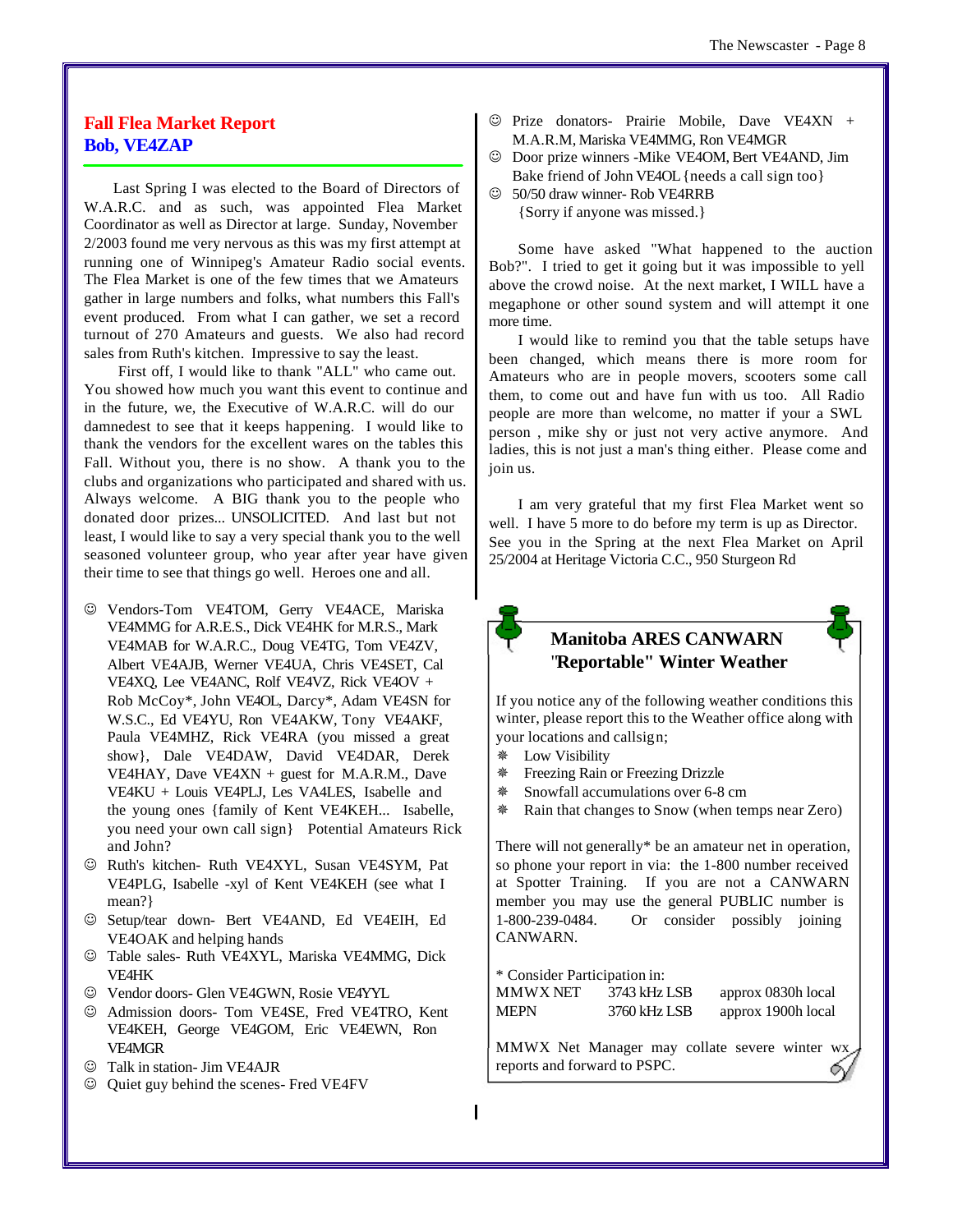## Fall Flea Market Report
### Bob, VE4ZAP

Last Spring I was elected to the Board of Directors of W.A.R.C. and as such, was appointed Flea Market Coordinator as well as Director at large. Sunday, November 2/2003 found me very nervous as this was my first attempt at running one of Winnipeg's Amateur Radio social events. The Flea Market is one of the few times that we Amateurs gather in large numbers and folks, what numbers this Fall's event produced. From what I can gather, we set a record turnout of 270 Amateurs and guests. We also had record sales from Ruth's kitchen. Impressive to say the least.

First off, I would like to thank "ALL" who came out. You showed how much you want this event to continue and in the future, we, the Executive of W.A.R.C. will do our damnedest to see that it keeps happening. I would like to thank the vendors for the excellent wares on the tables this Fall. Without you, there is no show. A thank you to the clubs and organizations who participated and shared with us. Always welcome. A BIG thank you to the people who donated door prizes... UNSOLICITED. And last but not least, I would like to say a very special thank you to the well seasoned volunteer group, who year after year have given their time to see that things go well. Heroes one and all.

- ☺ Vendors-Tom VE4TOM, Gerry VE4ACE, Mariska VE4MMG for A.R.E.S., Dick VE4HK for M.R.S., Mark VE4MAB for W.A.R.C., Doug VE4TG, Tom VE4ZV, Albert VE4AJB, Werner VE4UA, Chris VE4SET, Cal VE4XQ, Lee VE4ANC, Rolf VE4VZ, Rick VE4OV + Rob McCoy*, John VE4OL, Darcy*, Adam VE4SN for W.S.C., Ed VE4YU, Ron VE4AKW, Tony VE4AKF, Paula VE4MHZ, Rick VE4RA (you missed a great show}, Dale VE4DAW, David VE4DAR, Derek VE4HAY, Dave VE4XN + guest for M.A.R.M., Dave VE4KU + Louis VE4PLJ, Les VA4LES, Isabelle and the young ones {family of Kent VE4KEH... Isabelle, you need your own call sign} Potential Amateurs Rick and John?
- ☺ Ruth's kitchen- Ruth VE4XYL, Susan VE4SYM, Pat VE4PLG, Isabelle -xyl of Kent VE4KEH (see what I mean?}
- ☺ Setup/tear down- Bert VE4AND, Ed VE4EIH, Ed VE4OAK and helping hands
- ☺ Table sales- Ruth VE4XYL, Mariska VE4MMG, Dick VE4HK
- ☺ Vendor doors- Glen VE4GWN, Rosie VE4YYL
- ☺ Admission doors- Tom VE4SE, Fred VE4TRO, Kent VE4KEH, George VE4GOM, Eric VE4EWN, Ron VE4MGR
- ☺ Talk in station- Jim VE4AJR
- ☺ Quiet guy behind the scenes- Fred VE4FV
- ☺ Prize donators- Prairie Mobile, Dave VE4XN + M.A.R.M, Mariska VE4MMG, Ron VE4MGR
- ☺ Door prize winners -Mike VE4OM, Bert VE4AND, Jim Bake friend of John VE4OL {needs a call sign too}
- ☺ 50/50 draw winner- Rob VE4RRB

{Sorry if anyone was missed.}

Some have asked "What happened to the auction Bob?". I tried to get it going but it was impossible to yell above the crowd noise. At the next market, I WILL have a megaphone or other sound system and will attempt it one more time.

I would like to remind you that the table setups have been changed, which means there is more room for Amateurs who are in people movers, scooters some call them, to come out and have fun with us too. All Radio people are more than welcome, no matter if your a SWL person , mike shy or just not very active anymore. And ladies, this is not just a man's thing either. Please come and join us.

I am very grateful that my first Flea Market went so well. I have 5 more to do before my term is up as Director. See you in the Spring at the next Flea Market on April 25/2004 at Heritage Victoria C.C., 950 Sturgeon Rd

## Manitoba ARES CANWARN "Reportable" Winter Weather

If you notice any of the following weather conditions this winter, please report this to the Weather office along with your locations and callsign;

- Low Visibility
- Freezing Rain or Freezing Drizzle
- Snowfall accumulations over 6-8 cm
- Rain that changes to Snow (when temps near Zero)

There will not generally* be an amateur net in operation, so phone your report in via: the 1-800 number received at Spotter Training. If you are not a CANWARN member you may use the general PUBLIC number is 1-800-239-0484. Or consider possibly joining CANWARN.

* Consider Participation in:

| | | |
|---|---|---|
| MMWX NET | 3743 kHz LSB | approx 0830h local |
| MEPN | 3760 kHz LSB | approx 1900h local |

MMWX Net Manager may collate severe winter wx reports and forward to PSPC.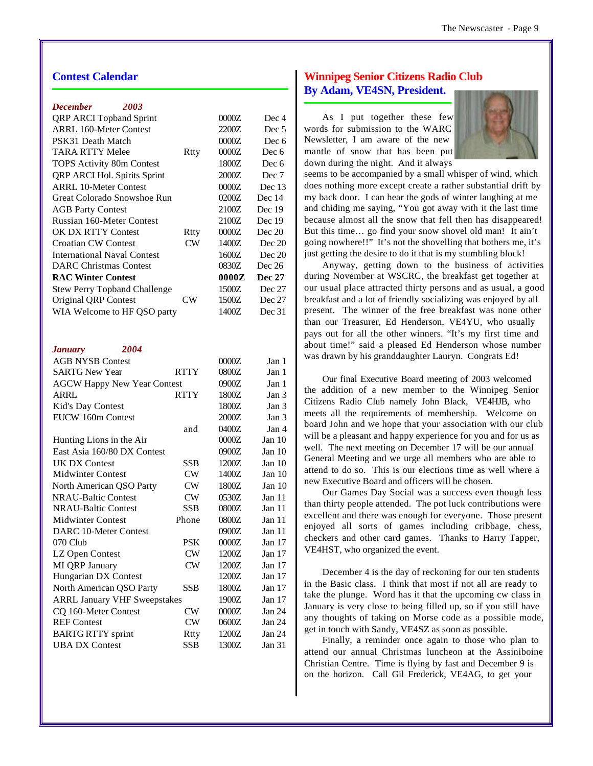## Contest Calendar

| *December 2003* | | | |
|---|---|---|---|
| QRP ARCI Topband Sprint | | 0000Z | Dec 4 |
| ARRL 160-Meter Contest | | 2200Z | Dec 5 |
| PSK31 Death Match | | 0000Z | Dec 6 |
| TARA RTTY Melee | Rtty | 0000Z | Dec 6 |
| TOPS Activity 80m Contest | | 1800Z | Dec 6 |
| QRP ARCI Hol. Spirits Sprint | | 2000Z | Dec 7 |
| ARRL 10-Meter Contest | | 0000Z | Dec 13 |
| Great Colorado Snowshoe Run | | 0200Z | Dec 14 |
| AGB Party Contest | | 2100Z | Dec 19 |
| Russian 160-Meter Contest | | 2100Z | Dec 19 |
| OK DX RTTY Contest | Rtty | 0000Z | Dec 20 |
| Croatian CW Contest | CW | 1400Z | Dec 20 |
| International Naval Contest | | 1600Z | Dec 20 |
| DARC Christmas Contest | | 0830Z | Dec 26 |
| **RAC Winter Contest** | | **0000Z** | **Dec 27** |
| Stew Perry Topband Challenge | | 1500Z | Dec 27 |
| Original QRP Contest | CW | 1500Z | Dec 27 |
| WIA Welcome to HF QSO party | | 1400Z | Dec 31 |

| *January 2004* | | | |
|---|---|---|---|
| AGB NYSB Contest | | 0000Z | Jan 1 |
| SARTG New Year | RTTY | 0800Z | Jan 1 |
| AGCW Happy New Year Contest | | 0900Z | Jan 1 |
| ARRL | RTTY | 1800Z | Jan 3 |
| Kid's Day Contest | | 1800Z | Jan 3 |
| EUCW 160m Contest | | 2000Z | Jan 3 |
| | and | 0400Z | Jan 4 |
| Hunting Lions in the Air | | 0000Z | Jan 10 |
| East Asia 160/80 DX Contest | | 0900Z | Jan 10 |
| UK DX Contest | SSB | 1200Z | Jan 10 |
| Midwinter Contest | CW | 1400Z | Jan 10 |
| North American QSO Party | CW | 1800Z | Jan 10 |
| NRAU-Baltic Contest | CW | 0530Z | Jan 11 |
| NRAU-Baltic Contest | SSB | 0800Z | Jan 11 |
| Midwinter Contest | Phone | 0800Z | Jan 11 |
| DARC 10-Meter Contest | | 0900Z | Jan 11 |
| 070 Club | PSK | 0000Z | Jan 17 |
| LZ Open Contest | CW | 1200Z | Jan 17 |
| MI QRP January | CW | 1200Z | Jan 17 |
| Hungarian DX Contest | | 1200Z | Jan 17 |
| North American QSO Party | SSB | 1800Z | Jan 17 |
| ARRL January VHF Sweepstakes | | 1900Z | Jan 17 |
| CQ 160-Meter Contest | CW | 0000Z | Jan 24 |
| REF Contest | CW | 0600Z | Jan 24 |
| BARTG RTTY sprint | Rtty | 1200Z | Jan 24 |
| UBA DX Contest | SSB | 1300Z | Jan 31 |

## Winnipeg Senior Citizens Radio Club
### By Adam, VE4SN, President.

As I put together these few words for submission to the WARC Newsletter, I am aware of the new mantle of snow that has been put down during the night. And it always seems to be accompanied by a small whisper of wind, which does nothing more except create a rather substantial drift by my back door. I can hear the gods of winter laughing at me and chiding me saying, "You got away with it the last time because almost all the snow that fell then has disappeared! But this time… go find your snow shovel old man! It ain't going nowhere!!" It's not the shovelling that bothers me, it's just getting the desire to do it that is my stumbling block!

Anyway, getting down to the business of activities during November at WSCRC, the breakfast get together at our usual place attracted thirty persons and as usual, a good breakfast and a lot of friendly socializing was enjoyed by all present. The winner of the free breakfast was none other than our Treasurer, Ed Henderson, VE4YU, who usually pays out for all the other winners. "It's my first time and about time!" said a pleased Ed Henderson whose number was drawn by his granddaughter Lauryn. Congrats Ed!

Our final Executive Board meeting of 2003 welcomed the addition of a new member to the Winnipeg Senior Citizens Radio Club namely John Black, VE4HJB, who meets all the requirements of membership. Welcome on board John and we hope that your association with our club will be a pleasant and happy experience for you and for us as well. The next meeting on December 17 will be our annual General Meeting and we urge all members who are able to attend to do so. This is our elections time as well where a new Executive Board and officers will be chosen.

Our Games Day Social was a success even though less than thirty people attended. The pot luck contributions were excellent and there was enough for everyone. Those present enjoyed all sorts of games including cribbage, chess, checkers and other card games. Thanks to Harry Tapper, VE4HST, who organized the event.

December 4 is the day of reckoning for our ten students in the Basic class. I think that most if not all are ready to take the plunge. Word has it that the upcoming cw class in January is very close to being filled up, so if you still have any thoughts of taking on Morse code as a possible mode, get in touch with Sandy, VE4SZ as soon as possible.

Finally, a reminder once again to those who plan to attend our annual Christmas luncheon at the Assiniboine Christian Centre. Time is flying by fast and December 9 is on the horizon. Call Gil Frederick, VE4AG, to get your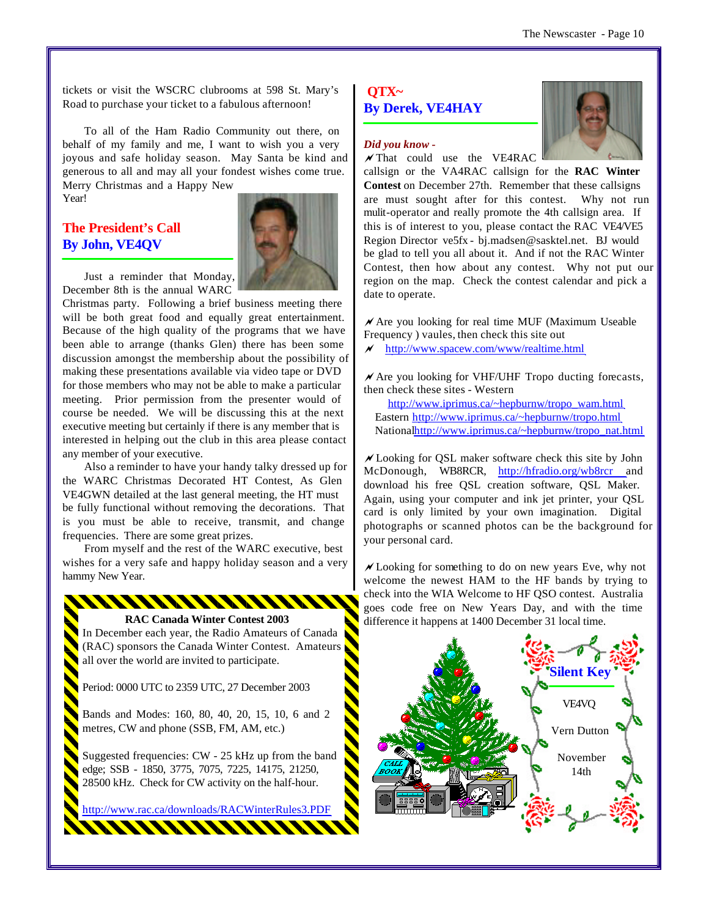tickets or visit the WSCRC clubrooms at 598 St. Mary's Road to purchase your ticket to a fabulous afternoon!

To all of the Ham Radio Community out there, on behalf of my family and me, I want to wish you a very joyous and safe holiday season. May Santa be kind and generous to all and may all your fondest wishes come true. Merry Christmas and a Happy New Year!

## The President's Call
## By John, VE4QV

Just a reminder that Monday, December 8th is the annual WARC Christmas party. Following a brief business meeting there will be both great food and equally great entertainment. Because of the high quality of the programs that we have been able to arrange (thanks Glen) there has been some discussion amongst the membership about the possibility of making these presentations available via video tape or DVD for those members who may not be able to make a particular meeting. Prior permission from the presenter would of course be needed. We will be discussing this at the next executive meeting but certainly if there is any member that is interested in helping out the club in this area please contact any member of your executive.

Also a reminder to have your handy talky dressed up for the WARC Christmas Decorated HT Contest, As Glen VE4GWN detailed at the last general meeting, the HT must be fully functional without removing the decorations. That is you must be able to receive, transmit, and change frequencies. There are some great prizes.

From myself and the rest of the WARC executive, best wishes for a very safe and happy holiday season and a very hammy New Year.

**RAC Canada Winter Contest 2003**

In December each year, the Radio Amateurs of Canada (RAC) sponsors the Canada Winter Contest. Amateurs all over the world are invited to participate.

Period: 0000 UTC to 2359 UTC, 27 December 2003

Bands and Modes: 160, 80, 40, 20, 15, 10, 6 and 2 metres, CW and phone (SSB, FM, AM, etc.)

Suggested frequencies: CW - 25 kHz up from the band edge; SSB - 1850, 3775, 7075, 7225, 14175, 21250, 28500 kHz. Check for CW activity on the half-hour.

http://www.rac.ca/downloads/RACWinterRules3.PDF

## QTX~
## By Derek, VE4HAY

***Did you know -***

- That could use the VE4RAC callsign or the VA4RAC callsign for the **RAC Winter Contest** on December 27th. Remember that these callsigns are must sought after for this contest. Why not run mulit-operator and really promote the 4th callsign area. If this is of interest to you, please contact the RAC VE4/VE5 Region Director ve5fx - bj.madsen@sasktel.net. BJ would be glad to tell you all about it. And if not the RAC Winter Contest, then how about any contest. Why not put our region on the map. Check the contest calendar and pick a date to operate.

- Are you looking for real time MUF (Maximum Useable Frequency ) vaules, then check this site out
- http://www.spacew.com/www/realtime.html

- Are you looking for VHF/UHF Tropo ducting forecasts, then check these sites - Western http://www.iprimus.ca/~hepburnw/tropo_wam.html
  Eastern http://www.iprimus.ca/~hepburnw/tropo.html
  National http://www.iprimus.ca/~hepburnw/tropo_nat.html

- Looking for QSL maker software check this site by John McDonough, WB8RCR, http://hfradio.org/wb8rcr and download his free QSL creation software, QSL Maker. Again, using your computer and ink jet printer, your QSL card is only limited by your own imagination. Digital photographs or scanned photos can be the background for your personal card.

- Looking for something to do on new years Eve, why not welcome the newest HAM to the HF bands by trying to check into the WIA Welcome to HF QSO contest. Australia goes code free on New Years Day, and with the time difference it happens at 1400 December 31 local time.

**Silent Key**

VE4VQ

Vern Dutton

November 14th